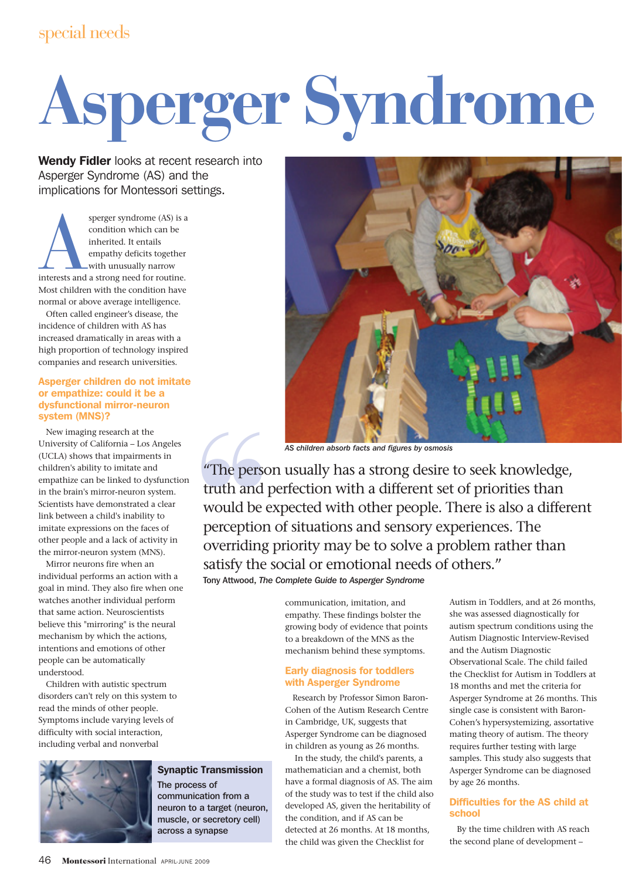# Asperger Syndrome

**Wendy Fidler** looks at recent research into Asperger Syndrome (AS) and the implications for Montessori settings.

Asperger syndrome (AS) is a condition which can be inherited. It entails empathy deficits together with unusually narrow interests and a strong need for routine. Most children with the condition have normal or above average intelligence.

Often called engineer's disease, the incidence of children with AS has increased dramatically in areas with a high proportion of technology inspired companies and research universities.

### Asperger children do not imitate or empathize: could it be a dysfunctional mirror-neuron system (MNS)?

New imaging research at the University of California – Los Angeles (UCLA) shows that impairments in children's ability to imitate and empathize can be linked to dysfunction in the brain's mirror-neuron system. Scientists have demonstrated a clear link between a child's inability to imitate expressions on the faces of other people and a lack of activity in the mirror-neuron system (MNS).

Mirror neurons fire when an individual performs an action with a goal in mind. They also fire when one watches another individual perform that same action. Neuroscientists believe this "mirroring" is the neural mechanism by which the actions, intentions and emotions of other people can be automatically understood.

Children with autistic spectrum disorders can't rely on this system to read the minds of other people. Symptoms include varying levels of difficulty with social interaction, including verbal and nonverbal communication, imitation, and empathy. These findings bolster the growing body of evidence that points to a breakdown of the MNS as the mechanism behind these symptoms.

AS children absorb facts and figures by osmosis

> "The person usually has a strong desire to seek knowledge, truth and perfection with a different set of priorities than would be expected with other people. There is also a different perception of situations and sensory experiences. The overriding priority may be to solve a problem rather than satisfy the social or emotional needs of others."
>
> Tony Attwood, *The Complete Guide to Asperger Syndrome*

**Synaptic Transmission**
The process of communication from a neuron to a target (neuron, muscle, or secretory cell) across a synapse

### Early diagnosis for toddlers with Asperger Syndrome

Research by Professor Simon Baron-Cohen of the Autism Research Centre in Cambridge, UK, suggests that Asperger Syndrome can be diagnosed in children as young as 26 months.

In the study, the child's parents, a mathematician and a chemist, both have a formal diagnosis of AS. The aim of the study was to test if the child also developed AS, given the heritability of the condition, and if AS can be detected at 26 months. At 18 months, the child was given the Checklist for Autism in Toddlers, and at 26 months, she was assessed diagnostically for autism spectrum conditions using the Autism Diagnostic Interview-Revised and the Autism Diagnostic Observational Scale. The child failed the Checklist for Autism in Toddlers at 18 months and met the criteria for Asperger Syndrome at 26 months. This single case is consistent with Baron-Cohen's hypersystemizing, assortative mating theory of autism. The theory requires further testing with large samples. This study also suggests that Asperger Syndrome can be diagnosed by age 26 months.

### Difficulties for the AS child at school

By the time children with AS reach the second plane of development –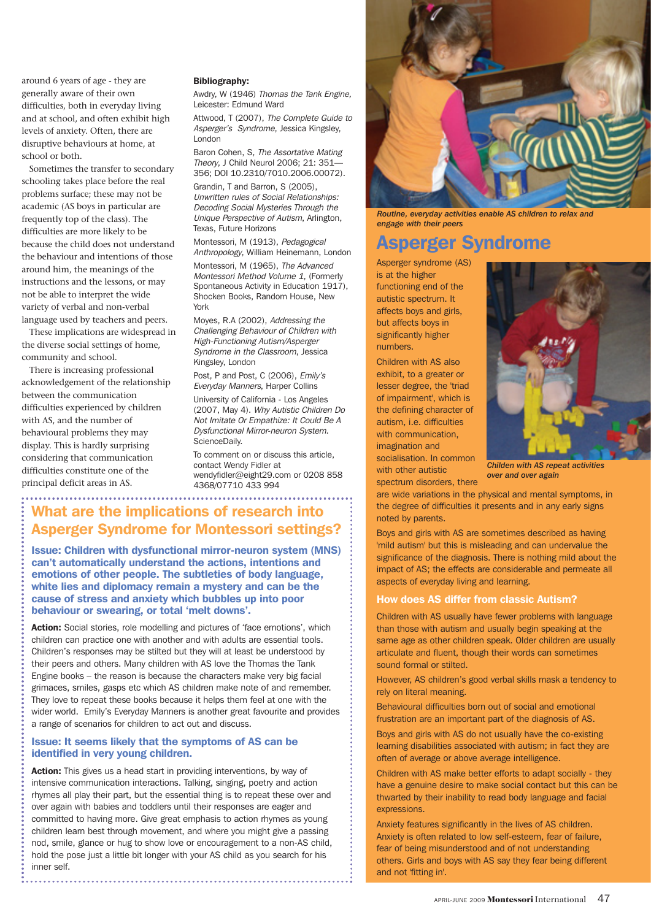around 6 years of age - they are generally aware of their own difficulties, both in everyday living and at school, and often exhibit high levels of anxiety. Often, there are disruptive behaviours at home, at school or both.

Sometimes the transfer to secondary schooling takes place before the real problems surface; these may not be academic (AS boys in particular are frequently top of the class). The difficulties are more likely to be because the child does not understand the behaviour and intentions of those around him, the meanings of the instructions and the lessons, or may not be able to interpret the wide variety of verbal and non-verbal language used by teachers and peers.

These implications are widespread in the diverse social settings of home, community and school.

There is increasing professional acknowledgement of the relationship between the communication difficulties experienced by children with AS, and the number of behavioural problems they may display. This is hardly surprising considering that communication difficulties constitute one of the principal deficit areas in AS.

**Bibliography:**

Awdry, W (1946) *Thomas the Tank Engine*, Leicester: Edmund Ward

Attwood, T (2007), *The Complete Guide to Asperger's Syndrome*, Jessica Kingsley, London

Baron Cohen, S, *The Assortative Mating Theory*, J Child Neurol 2006; 21: 351—356; DOI 10.2310/7010.2006.00072).

Grandin, T and Barron, S (2005), *Unwritten rules of Social Relationships: Decoding Social Mysteries Through the Unique Perspective of Autism*, Arlington, Texas, Future Horizons

Montessori, M (1913), *Pedagogical Anthropology*, William Heinemann, London

Montessori, M (1965), *The Advanced Montessori Method Volume 1*, (Formerly Spontaneous Activity in Education 1917), Shocken Books, Random House, New York

Moyes, R.A (2002), *Addressing the Challenging Behaviour of Children with High-Functioning Autism/Asperger Syndrome in the Classroom*, Jessica Kingsley, London

Post, P and Post, C (2006), *Emily's Everyday Manners*, Harper Collins

University of California - Los Angeles (2007, May 4). *Why Autistic Children Do Not Imitate Or Empathize: It Could Be A Dysfunctional Mirror-neuron System.* ScienceDaily.

To comment on or discuss this article, contact Wendy Fidler at wendyfidler@eight29.com or 0208 858 4368/07710 433 994

## What are the implications of research into Asperger Syndrome for Montessori settings?

### Issue: Children with dysfunctional mirror-neuron system (MNS) can't automatically understand the actions, intentions and emotions of other people. The subtleties of body language, white lies and diplomacy remain a mystery and can be the cause of stress and anxiety which bubbles up into poor behaviour or swearing, or total 'melt downs'.

**Action:** Social stories, role modelling and pictures of 'face emotions', which children can practice one with another and with adults are essential tools. Children's responses may be stilted but they will at least be understood by their peers and others. Many children with AS love the Thomas the Tank Engine books – the reason is because the characters make very big facial grimaces, smiles, gasps etc which AS children make note of and remember. They love to repeat these books because it helps them feel at one with the wider world. Emily's Everyday Manners is another great favourite and provides a range of scenarios for children to act out and discuss.

### Issue: It seems likely that the symptoms of AS can be identified in very young children.

**Action:** This gives us a head start in providing interventions, by way of intensive communication interactions. Talking, singing, poetry and action rhymes all play their part, but the essential thing is to repeat these over and over again with babies and toddlers until their responses are eager and committed to having more. Give great emphasis to action rhymes as young children learn best through movement, and where you might give a passing nod, smile, glance or hug to show love or encouragement to a non-AS child, hold the pose just a little bit longer with your AS child as you search for his inner self.

*Routine, everyday activities enable AS children to relax and engage with their peers*

## Asperger Syndrome

Asperger syndrome (AS) is at the higher functioning end of the autistic spectrum. It affects boys and girls, but affects boys in significantly higher numbers.

Children with AS also exhibit, to a greater or lesser degree, the 'triad of impairment', which is the defining character of autism, i.e. difficulties with communication, imagination and socialisation. In common with other autistic spectrum disorders, there are wide variations in the physical and mental symptoms, in the degree of difficulties it presents and in any early signs noted by parents.

*Childen with AS repeat activities over and over again*

Boys and girls with AS are sometimes described as having 'mild autism' but this is misleading and can undervalue the significance of the diagnosis. There is nothing mild about the impact of AS; the effects are considerable and permeate all aspects of everyday living and learning.

### How does AS differ from classic Autism?

Children with AS usually have fewer problems with language than those with autism and usually begin speaking at the same age as other children speak. Older children are usually articulate and fluent, though their words can sometimes sound formal or stilted.

However, AS children's good verbal skills mask a tendency to rely on literal meaning.

Behavioural difficulties born out of social and emotional frustration are an important part of the diagnosis of AS.

Boys and girls with AS do not usually have the co-existing learning disabilities associated with autism; in fact they are often of average or above average intelligence.

Children with AS make better efforts to adapt socially - they have a genuine desire to make social contact but this can be thwarted by their inability to read body language and facial expressions.

Anxiety features significantly in the lives of AS children. Anxiety is often related to low self-esteem, fear of failure, fear of being misunderstood and of not understanding others. Girls and boys with AS say they fear being different and not 'fitting in'.